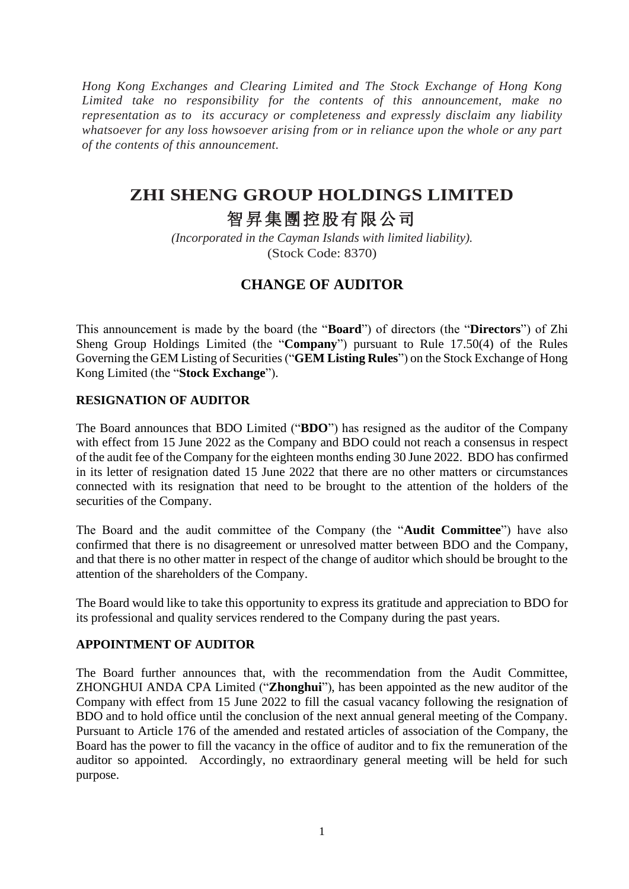*Hong Kong Exchanges and Clearing Limited and The Stock Exchange of Hong Kong Limited take no responsibility for the contents of this announcement, make no representation as to its accuracy or completeness and expressly disclaim any liability whatsoever for any loss howsoever arising from or in reliance upon the whole or any part of the contents of this announcement.*

# ZHI SHENG GROUP HOLDINGS LIMITED

# 智昇集團控股有限公司

*(Incorporated in the Cayman Islands with limited liability).*

(Stock Code: 8370)

## CHANGE OF AUDITOR

This announcement is made by the board (the "**Board**") of directors (the "**Directors**") of Zhi Sheng Group Holdings Limited (the "**Company**") pursuant to Rule 17.50(4) of the Rules Governing the GEM Listing of Securities ("**GEM Listing Rules**") on the Stock Exchange of Hong Kong Limited (the "**Stock Exchange**").

### RESIGNATION OF AUDITOR

The Board announces that BDO Limited ("**BDO**") has resigned as the auditor of the Company with effect from 15 June 2022 as the Company and BDO could not reach a consensus in respect of the audit fee of the Company for the eighteen months ending 30 June 2022. BDO has confirmed in its letter of resignation dated 15 June 2022 that there are no other matters or circumstances connected with its resignation that need to be brought to the attention of the holders of the securities of the Company.

The Board and the audit committee of the Company (the "**Audit Committee**") have also confirmed that there is no disagreement or unresolved matter between BDO and the Company, and that there is no other matter in respect of the change of auditor which should be brought to the attention of the shareholders of the Company.

The Board would like to take this opportunity to express its gratitude and appreciation to BDO for its professional and quality services rendered to the Company during the past years.

### APPOINTMENT OF AUDITOR

The Board further announces that, with the recommendation from the Audit Committee, ZHONGHUI ANDA CPA Limited ("**Zhonghui**"), has been appointed as the new auditor of the Company with effect from 15 June 2022 to fill the casual vacancy following the resignation of BDO and to hold office until the conclusion of the next annual general meeting of the Company. Pursuant to Article 176 of the amended and restated articles of association of the Company, the Board has the power to fill the vacancy in the office of auditor and to fix the remuneration of the auditor so appointed. Accordingly, no extraordinary general meeting will be held for such purpose.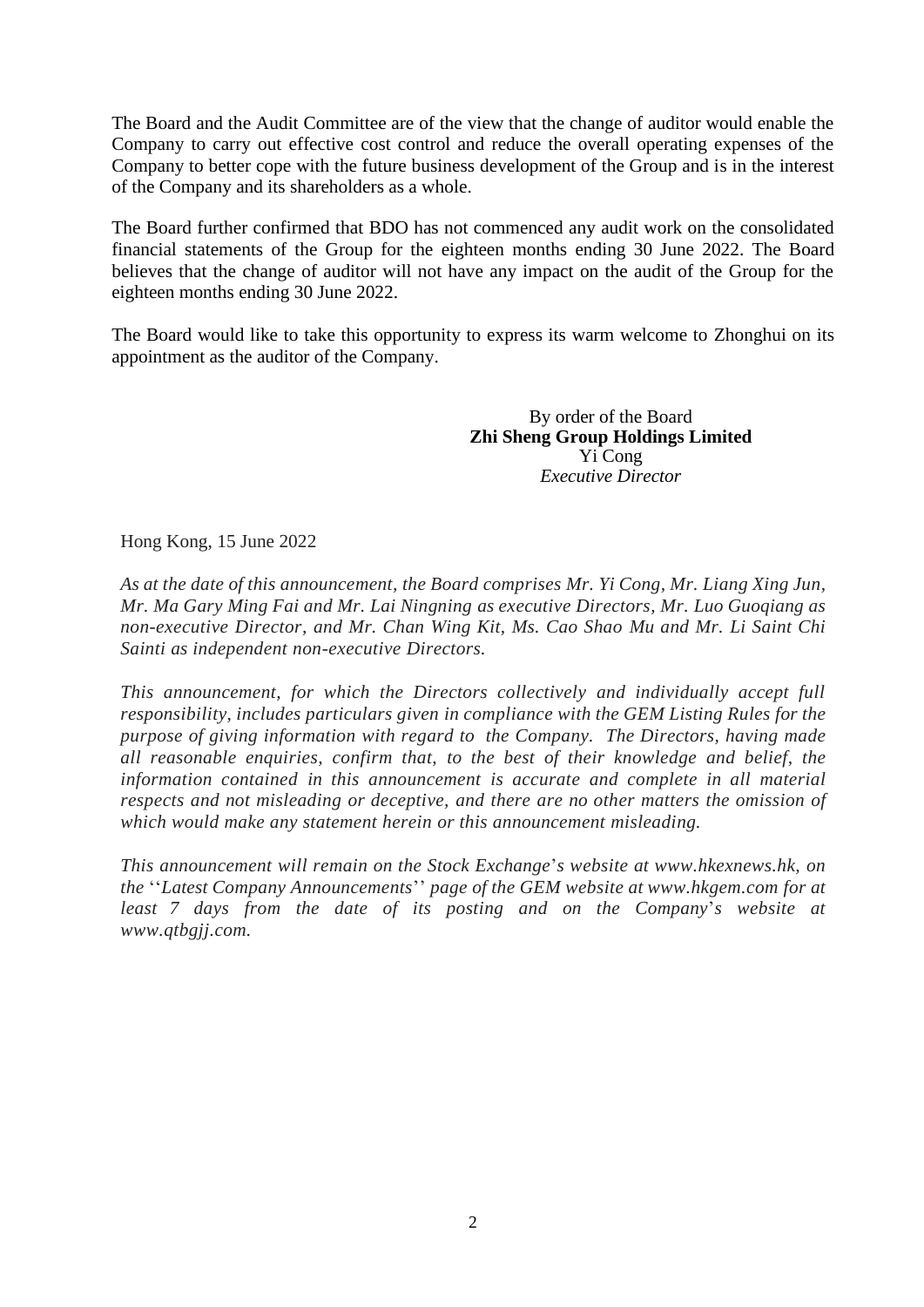The Board and the Audit Committee are of the view that the change of auditor would enable the Company to carry out effective cost control and reduce the overall operating expenses of the Company to better cope with the future business development of the Group and is in the interest of the Company and its shareholders as a whole.

The Board further confirmed that BDO has not commenced any audit work on the consolidated financial statements of the Group for the eighteen months ending 30 June 2022. The Board believes that the change of auditor will not have any impact on the audit of the Group for the eighteen months ending 30 June 2022.

The Board would like to take this opportunity to express its warm welcome to Zhonghui on its appointment as the auditor of the Company.

By order of the Board
**Zhi Sheng Group Holdings Limited**
Yi Cong
*Executive Director*

Hong Kong, 15 June 2022

*As at the date of this announcement, the Board comprises Mr. Yi Cong, Mr. Liang Xing Jun, Mr. Ma Gary Ming Fai and Mr. Lai Ningning as executive Directors, Mr. Luo Guoqiang as non-executive Director, and Mr. Chan Wing Kit, Ms. Cao Shao Mu and Mr. Li Saint Chi Sainti as independent non-executive Directors.*

*This announcement, for which the Directors collectively and individually accept full responsibility, includes particulars given in compliance with the GEM Listing Rules for the purpose of giving information with regard to the Company. The Directors, having made all reasonable enquiries, confirm that, to the best of their knowledge and belief, the information contained in this announcement is accurate and complete in all material respects and not misleading or deceptive, and there are no other matters the omission of which would make any statement herein or this announcement misleading.*

*This announcement will remain on the Stock Exchange's website at www.hkexnews.hk, on the ''Latest Company Announcements'' page of the GEM website at www.hkgem.com for at least 7 days from the date of its posting and on the Company's website at www.qtbgjj.com.*